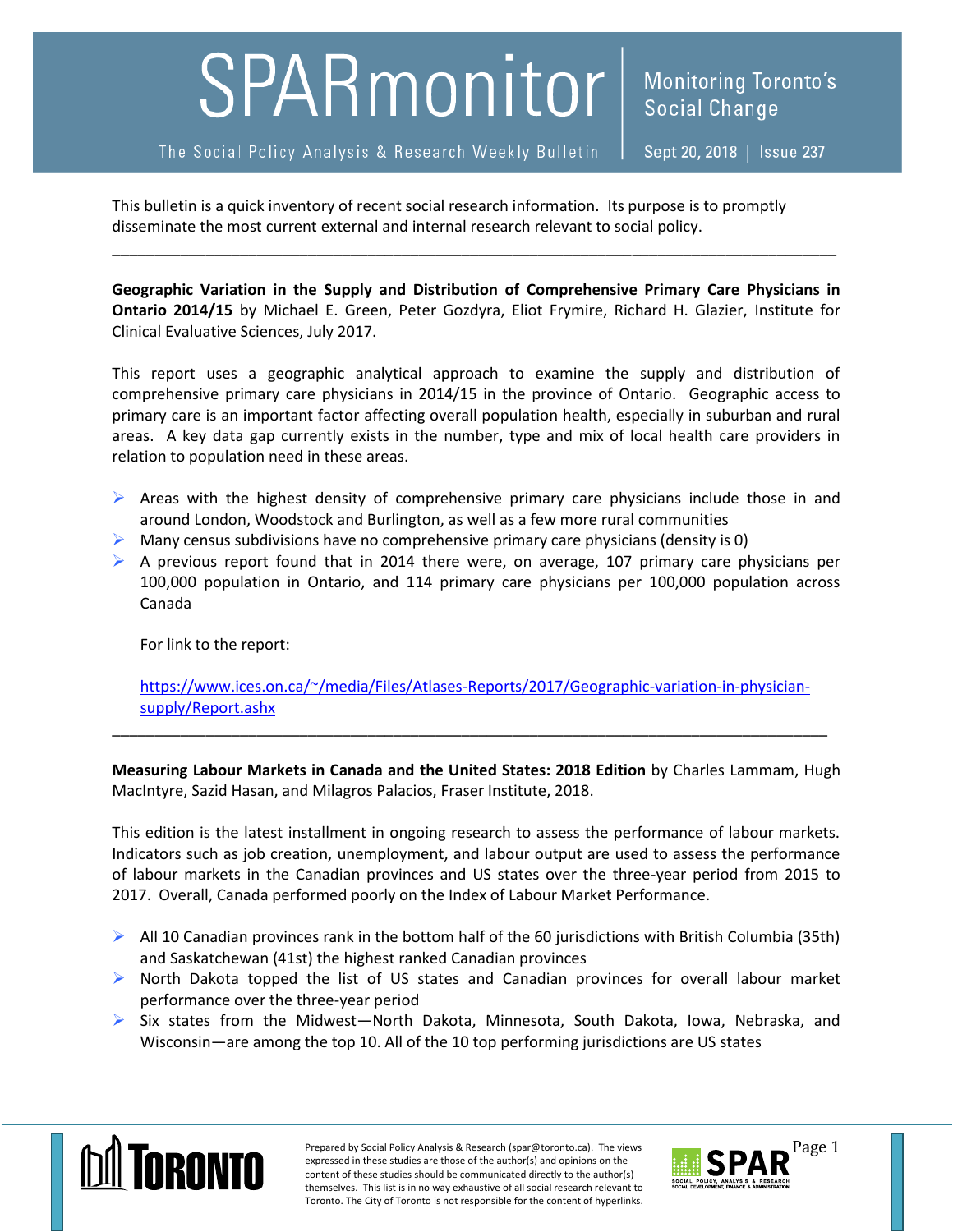# SPARmonitor

The Social Policy Analysis & Research Weekly Bulletin

Monitoring Toronto's Social Change

Sept 20, 2018 | Issue 237

This bulletin is a quick inventory of recent social research information. Its purpose is to promptly disseminate the most current external and internal research relevant to social policy.

---

**Geographic Variation in the Supply and Distribution of Comprehensive Primary Care Physicians in Ontario 2014/15** by Michael E. Green, Peter Gozdyra, Eliot Frymire, Richard H. Glazier, Institute for Clinical Evaluative Sciences, July 2017.

This report uses a geographic analytical approach to examine the supply and distribution of comprehensive primary care physicians in 2014/15 in the province of Ontario. Geographic access to primary care is an important factor affecting overall population health, especially in suburban and rural areas. A key data gap currently exists in the number, type and mix of local health care providers in relation to population need in these areas.

- Areas with the highest density of comprehensive primary care physicians include those in and around London, Woodstock and Burlington, as well as a few more rural communities
- Many census subdivisions have no comprehensive primary care physicians (density is 0)
- A previous report found that in 2014 there were, on average, 107 primary care physicians per 100,000 population in Ontario, and 114 primary care physicians per 100,000 population across Canada

  For link to the report:

  https://www.ices.on.ca/~/media/Files/Atlases-Reports/2017/Geographic-variation-in-physician-supply/Report.ashx

---

**Measuring Labour Markets in Canada and the United States: 2018 Edition** by Charles Lammam, Hugh MacIntyre, Sazid Hasan, and Milagros Palacios, Fraser Institute, 2018.

This edition is the latest installment in ongoing research to assess the performance of labour markets. Indicators such as job creation, unemployment, and labour output are used to assess the performance of labour markets in the Canadian provinces and US states over the three-year period from 2015 to 2017. Overall, Canada performed poorly on the Index of Labour Market Performance.

- All 10 Canadian provinces rank in the bottom half of the 60 jurisdictions with British Columbia (35th) and Saskatchewan (41st) the highest ranked Canadian provinces
- North Dakota topped the list of US states and Canadian provinces for overall labour market performance over the three-year period
- Six states from the Midwest—North Dakota, Minnesota, South Dakota, Iowa, Nebraska, and Wisconsin—are among the top 10. All of the 10 top performing jurisdictions are US states

Prepared by Social Policy Analysis & Research (spar@toronto.ca). The views expressed in these studies are those of the author(s) and opinions on the content of these studies should be communicated directly to the author(s) themselves. This list is in no way exhaustive of all social research relevant to Toronto. The City of Toronto is not responsible for the content of hyperlinks.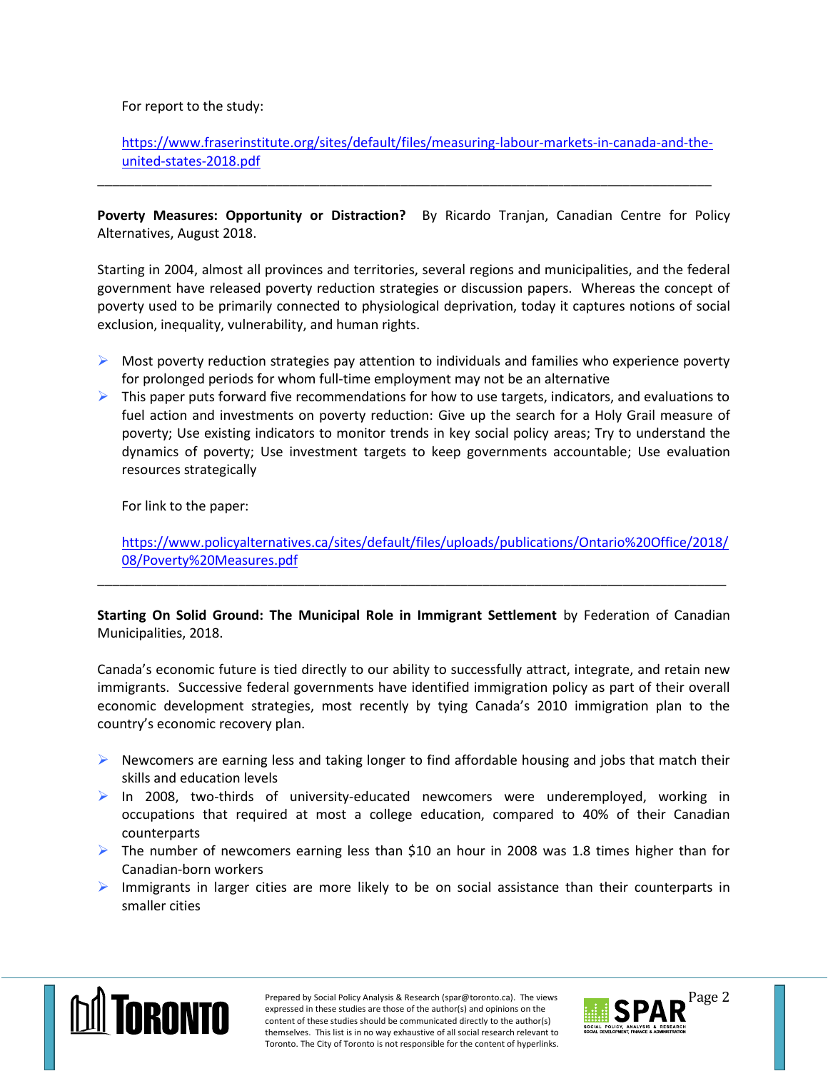For report to the study:

https://www.fraserinstitute.org/sites/default/files/measuring-labour-markets-in-canada-and-the-united-states-2018.pdf

---

**Poverty Measures: Opportunity or Distraction?** By Ricardo Tranjan, Canadian Centre for Policy Alternatives, August 2018.

Starting in 2004, almost all provinces and territories, several regions and municipalities, and the federal government have released poverty reduction strategies or discussion papers. Whereas the concept of poverty used to be primarily connected to physiological deprivation, today it captures notions of social exclusion, inequality, vulnerability, and human rights.

- Most poverty reduction strategies pay attention to individuals and families who experience poverty for prolonged periods for whom full-time employment may not be an alternative
- This paper puts forward five recommendations for how to use targets, indicators, and evaluations to fuel action and investments on poverty reduction: Give up the search for a Holy Grail measure of poverty; Use existing indicators to monitor trends in key social policy areas; Try to understand the dynamics of poverty; Use investment targets to keep governments accountable; Use evaluation resources strategically

For link to the paper:

https://www.policyalternatives.ca/sites/default/files/uploads/publications/Ontario%20Office/2018/08/Poverty%20Measures.pdf

---

**Starting On Solid Ground: The Municipal Role in Immigrant Settlement** by Federation of Canadian Municipalities, 2018.

Canada's economic future is tied directly to our ability to successfully attract, integrate, and retain new immigrants. Successive federal governments have identified immigration policy as part of their overall economic development strategies, most recently by tying Canada's 2010 immigration plan to the country's economic recovery plan.

- Newcomers are earning less and taking longer to find affordable housing and jobs that match their skills and education levels
- In 2008, two-thirds of university-educated newcomers were underemployed, working in occupations that required at most a college education, compared to 40% of their Canadian counterparts
- The number of newcomers earning less than $10 an hour in 2008 was 1.8 times higher than for Canadian-born workers
- Immigrants in larger cities are more likely to be on social assistance than their counterparts in smaller cities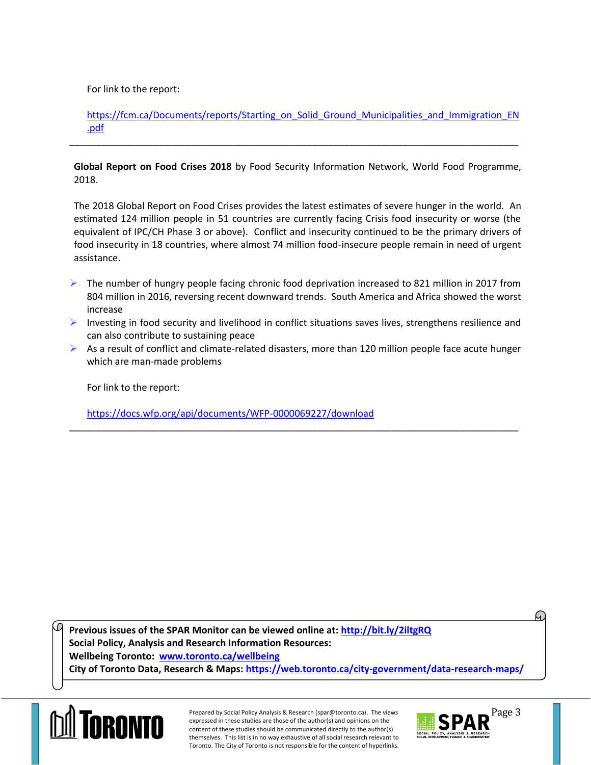For link to the report:

https://fcm.ca/Documents/reports/Starting_on_Solid_Ground_Municipalities_and_Immigration_EN.pdf

---

**Global Report on Food Crises 2018** by Food Security Information Network, World Food Programme, 2018.

The 2018 Global Report on Food Crises provides the latest estimates of severe hunger in the world. An estimated 124 million people in 51 countries are currently facing Crisis food insecurity or worse (the equivalent of IPC/CH Phase 3 or above). Conflict and insecurity continued to be the primary drivers of food insecurity in 18 countries, where almost 74 million food-insecure people remain in need of urgent assistance.

- The number of hungry people facing chronic food deprivation increased to 821 million in 2017 from 804 million in 2016, reversing recent downward trends. South America and Africa showed the worst increase
- Investing in food security and livelihood in conflict situations saves lives, strengthens resilience and can also contribute to sustaining peace
- As a result of conflict and climate-related disasters, more than 120 million people face acute hunger which are man-made problems

For link to the report:

https://docs.wfp.org/api/documents/WFP-0000069227/download

---

**Previous issues of the SPAR Monitor can be viewed online at: http://bit.ly/2iltgRQ**
**Social Policy, Analysis and Research Information Resources:**
**Wellbeing Toronto: www.toronto.ca/wellbeing**
**City of Toronto Data, Research & Maps: https://web.toronto.ca/city-government/data-research-maps/**

Prepared by Social Policy Analysis & Research (spar@toronto.ca). The views expressed in these studies are those of the author(s) and opinions on the content of these studies should be communicated directly to the author(s) themselves. This list is in no way exhaustive of all social research relevant to Toronto. The City of Toronto is not responsible for the content of hyperlinks.